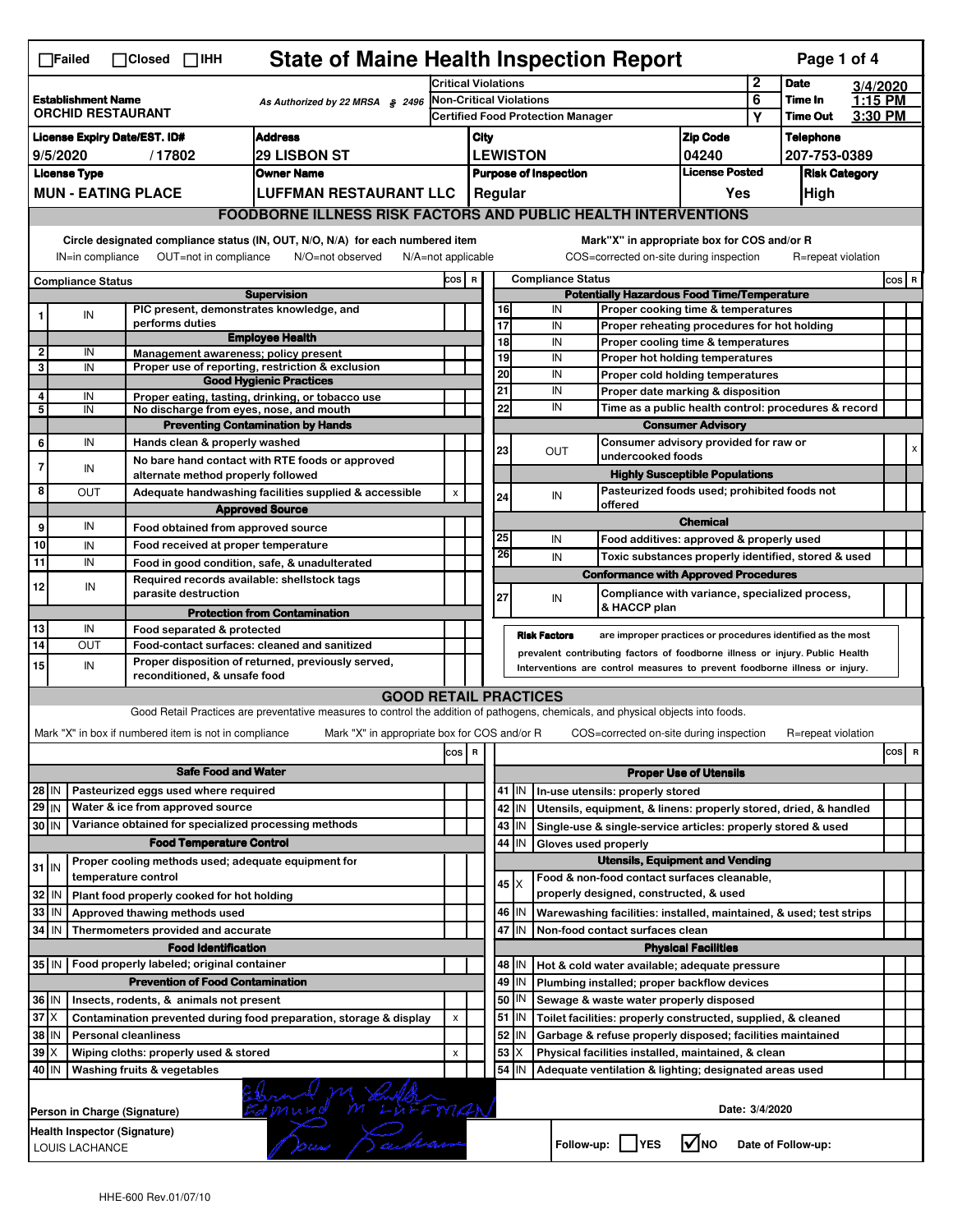☐Failed ☐Closed ☐IHH

# State of Maine Health Inspection Report

Page 1 of 4

| | | | |
|---|---|---|---|
| **Establishment Name** ORCHID RESTAURANT | As Authorized by 22 MRSA § 2496 | Critical Violations | 2 |
| | | Non-Critical Violations | 6 |
| | | Certified Food Protection Manager | Y |

**Date** 3/4/2020 **Time In** 1:15 PM **Time Out** 3:30 PM

| License Expiry Date/EST. ID# | Address | City | Zip Code | Telephone |
|---|---|---|---|---|
| 9/5/2020 / 17802 | 29 LISBON ST | LEWISTON | 04240 | 207-753-0389 |

| License Type | Owner Name | Purpose of Inspection | License Posted | Risk Category |
|---|---|---|---|---|
| MUN - EATING PLACE | LUFFMAN RESTAURANT LLC | Regular | Yes | High |

## FOODBORNE ILLNESS RISK FACTORS AND PUBLIC HEALTH INTERVENTIONS

Circle designated compliance status (IN, OUT, N/O, N/A) for each numbered item
IN=in compliance OUT=not in compliance N/O=not observed N/A=not applicable

Mark"X" in appropriate box for COS and/or R
COS=corrected on-site during inspection R=repeat violation

| # | Compliance Status | | COS | R |
|---|---|---|---|---|
| | | **Supervision** | | |
| 1 | IN | PIC present, demonstrates knowledge, and performs duties | | |
| | | **Employee Health** | | |
| 2 | IN | Management awareness; policy present | | |
| 3 | IN | Proper use of reporting, restriction & exclusion | | |
| | | **Good Hygienic Practices** | | |
| 4 | IN | Proper eating, tasting, drinking, or tobacco use | | |
| 5 | IN | No discharge from eyes, nose, and mouth | | |
| | | **Preventing Contamination by Hands** | | |
| 6 | IN | Hands clean & properly washed | | |
| 7 | IN | No bare hand contact with RTE foods or approved alternate method properly followed | | |
| 8 | OUT | Adequate handwashing facilities supplied & accessible | x | |
| | | **Approved Source** | | |
| 9 | IN | Food obtained from approved source | | |
| 10 | IN | Food received at proper temperature | | |
| 11 | IN | Food in good condition, safe, & unadulterated | | |
| 12 | IN | Required records available: shellstock tags parasite destruction | | |
| | | **Protection from Contamination** | | |
| 13 | IN | Food separated & protected | | |
| 14 | OUT | Food-contact surfaces: cleaned and sanitized | | |
| 15 | IN | Proper disposition of returned, previously served, reconditioned, & unsafe food | | |

| # | Compliance Status | | COS | R |
|---|---|---|---|---|
| | | **Potentially Hazardous Food Time/Temperature** | | |
| 16 | IN | Proper cooking time & temperatures | | |
| 17 | IN | Proper reheating procedures for hot holding | | |
| 18 | IN | Proper cooling time & temperatures | | |
| 19 | IN | Proper hot holding temperatures | | |
| 20 | IN | Proper cold holding temperatures | | |
| 21 | IN | Proper date marking & disposition | | |
| 22 | IN | Time as a public health control: procedures & record | | |
| | | **Consumer Advisory** | | |
| 23 | OUT | Consumer advisory provided for raw or undercooked foods | | x |
| | | **Highly Susceptible Populations** | | |
| 24 | IN | Pasteurized foods used; prohibited foods not offered | | |
| | | **Chemical** | | |
| 25 | IN | Food additives: approved & properly used | | |
| 26 | IN | Toxic substances properly identified, stored & used | | |
| | | **Conformance with Approved Procedures** | | |
| 27 | IN | Compliance with variance, specialized process, & HACCP plan | | |

**Risk Factors** are improper practices or procedures identified as the most prevalent contributing factors of foodborne illness or injury. Public Health Interventions are control measures to prevent foodborne illness or injury.

## GOOD RETAIL PRACTICES

Good Retail Practices are preventative measures to control the addition of pathogens, chemicals, and physical objects into foods.

Mark "X" in box if numbered item is not in compliance Mark "X" in appropriate box for COS and/or R COS=corrected on-site during inspection R=repeat violation

| # | | | COS | R |
|---|---|---|---|---|
| | | **Safe Food and Water** | | |
| 28 | IN | Pasteurized eggs used where required | | |
| 29 | IN | Water & ice from approved source | | |
| 30 | IN | Variance obtained for specialized processing methods | | |
| | | **Food Temperature Control** | | |
| 31 | IN | Proper cooling methods used; adequate equipment for temperature control | | |
| 32 | IN | Plant food properly cooked for hot holding | | |
| 33 | IN | Approved thawing methods used | | |
| 34 | IN | Thermometers provided and accurate | | |
| | | **Food Identification** | | |
| 35 | IN | Food properly labeled; original container | | |
| | | **Prevention of Food Contamination** | | |
| 36 | IN | Insects, rodents, & animals not present | | |
| 37 | X | Contamination prevented during food preparation, storage & display | x | |
| 38 | IN | Personal cleanliness | | |
| 39 | X | Wiping cloths: properly used & stored | x | |
| 40 | IN | Washing fruits & vegetables | | |

| # | | | COS | R |
|---|---|---|---|---|
| | | **Proper Use of Utensils** | | |
| 41 | IN | In-use utensils: properly stored | | |
| 42 | IN | Utensils, equipment, & linens: properly stored, dried, & handled | | |
| 43 | IN | Single-use & single-service articles: properly stored & used | | |
| 44 | IN | Gloves used properly | | |
| | | **Utensils, Equipment and Vending** | | |
| 45 | X | Food & non-food contact surfaces cleanable, properly designed, constructed, & used | | |
| 46 | IN | Warewashing facilities: installed, maintained, & used; test strips | | |
| 47 | IN | Non-food contact surfaces clean | | |
| | | **Physical Facilities** | | |
| 48 | IN | Hot & cold water available; adequate pressure | | |
| 49 | IN | Plumbing installed; proper backflow devices | | |
| 50 | IN | Sewage & waste water properly disposed | | |
| 51 | IN | Toilet facilities: properly constructed, supplied, & cleaned | | |
| 52 | IN | Garbage & refuse properly disposed; facilities maintained | | |
| 53 | X | Physical facilities installed, maintained, & clean | | |
| 54 | IN | Adequate ventilation & lighting; designated areas used | | |

Person in Charge (Signature): Edmund M Luffman (signature) — EDMUND M LUFFMAN

Date: 3/4/2020

Health Inspector (Signature): LOUIS LACHANCE (signature)

Follow-up: ☐ YES ☑ NO Date of Follow-up:

HHE-600 Rev.01/07/10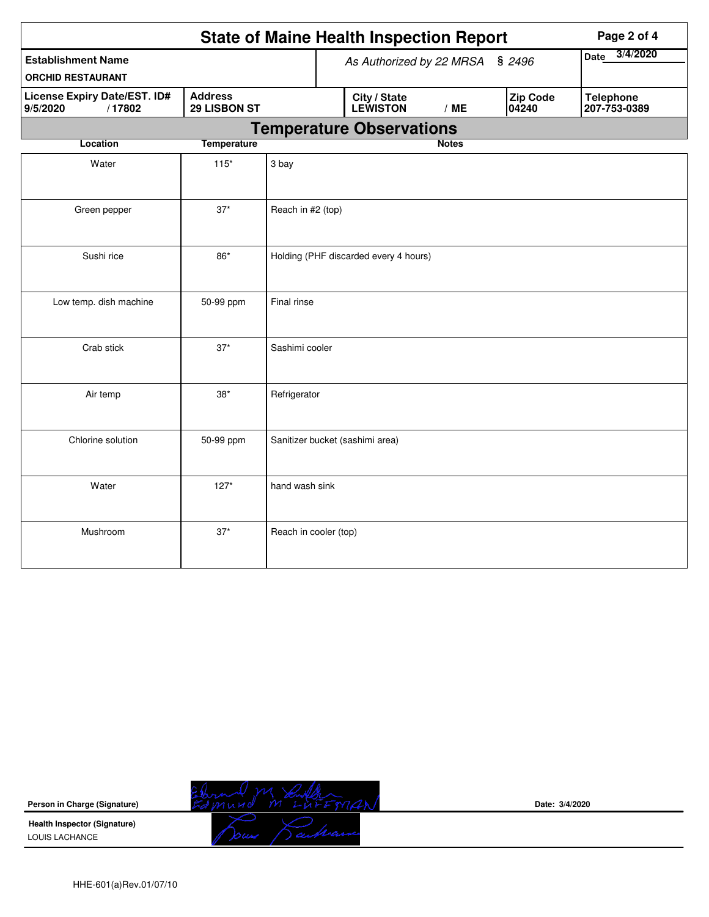# State of Maine Health Inspection Report

| Establishment Name | As Authorized by 22 MRSA § 2496 | | | Date 3/4/2020 |
|---|---|---|---|---|
| ORCHID RESTAURANT | | | | |
| License Expiry Date/EST. ID# 9/5/2020 / 17802 | Address 29 LISBON ST | City / State LEWISTON / ME | Zip Code 04240 | Telephone 207-753-0389 |

## Temperature Observations

| Location | Temperature | Notes |
|---|---|---|
| Water | 115* | 3 bay |
| Green pepper | 37* | Reach in #2 (top) |
| Sushi rice | 86* | Holding (PHF discarded every 4 hours) |
| Low temp. dish machine | 50-99 ppm | Final rinse |
| Crab stick | 37* | Sashimi cooler |
| Air temp | 38* | Refrigerator |
| Chlorine solution | 50-99 ppm | Sanitizer bucket (sashimi area) |
| Water | 127* | hand wash sink |
| Mushroom | 37* | Reach in cooler (top) |

**Person in Charge (Signature)** Edmund M Luffman

Date: 3/4/2020

**Health Inspector (Signature)**
LOUIS LACHANCE

HHE-601(a)Rev.01/07/10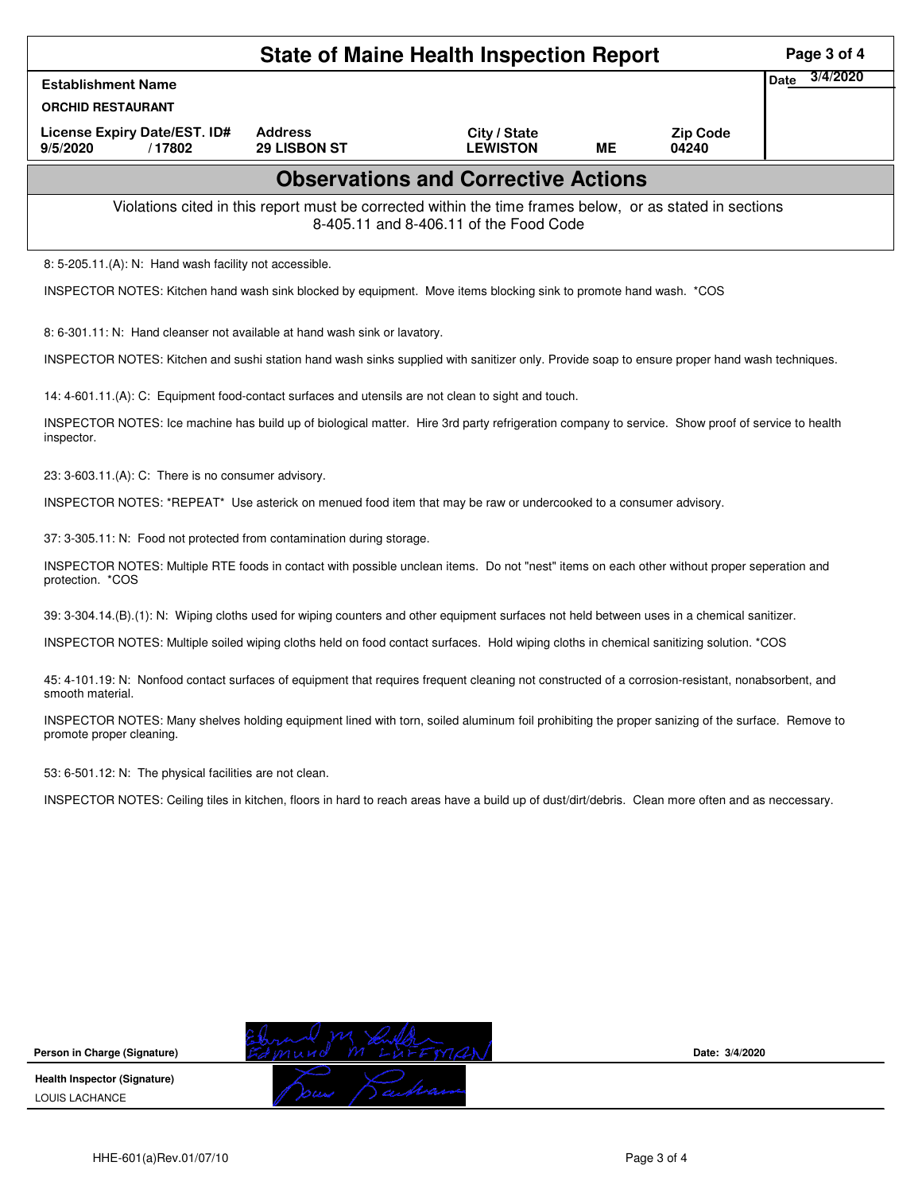# State of Maine Health Inspection Report

| Establishment Name | | | | | Date 3/4/2020 |
|---|---|---|---|---|---|
| ORCHID RESTAURANT | | | | | |
| License Expiry Date/EST. ID# | Address | City / State | | Zip Code | |
| 9/5/2020 / 17802 | 29 LISBON ST | LEWISTON | ME | 04240 | |

## Observations and Corrective Actions

Violations cited in this report must be corrected within the time frames below, or as stated in sections 8-405.11 and 8-406.11 of the Food Code

8: 5-205.11.(A): N: Hand wash facility not accessible.

INSPECTOR NOTES: Kitchen hand wash sink blocked by equipment. Move items blocking sink to promote hand wash. *COS

8: 6-301.11: N: Hand cleanser not available at hand wash sink or lavatory.

INSPECTOR NOTES: Kitchen and sushi station hand wash sinks supplied with sanitizer only. Provide soap to ensure proper hand wash techniques.

14: 4-601.11.(A): C: Equipment food-contact surfaces and utensils are not clean to sight and touch.

INSPECTOR NOTES: Ice machine has build up of biological matter. Hire 3rd party refrigeration company to service. Show proof of service to health inspector.

23: 3-603.11.(A): C: There is no consumer advisory.

INSPECTOR NOTES: *REPEAT* Use asterick on menued food item that may be raw or undercooked to a consumer advisory.

37: 3-305.11: N: Food not protected from contamination during storage.

INSPECTOR NOTES: Multiple RTE foods in contact with possible unclean items. Do not "nest" items on each other without proper seperation and protection. *COS

39: 3-304.14.(B).(1): N: Wiping cloths used for wiping counters and other equipment surfaces not held between uses in a chemical sanitizer.

INSPECTOR NOTES: Multiple soiled wiping cloths held on food contact surfaces. Hold wiping cloths in chemical sanitizing solution. *COS

45: 4-101.19: N: Nonfood contact surfaces of equipment that requires frequent cleaning not constructed of a corrosion-resistant, nonabsorbent, and smooth material.

INSPECTOR NOTES: Many shelves holding equipment lined with torn, soiled aluminum foil prohibiting the proper sanizing of the surface. Remove to promote proper cleaning.

53: 6-501.12: N: The physical facilities are not clean.

INSPECTOR NOTES: Ceiling tiles in kitchen, floors in hard to reach areas have a build up of dust/dirt/debris. Clean more often and as neccessary.

**Person in Charge (Signature)** Edmund M Luffman &emsp; **Date:** 3/4/2020

**Health Inspector (Signature)**
LOUIS LACHANCE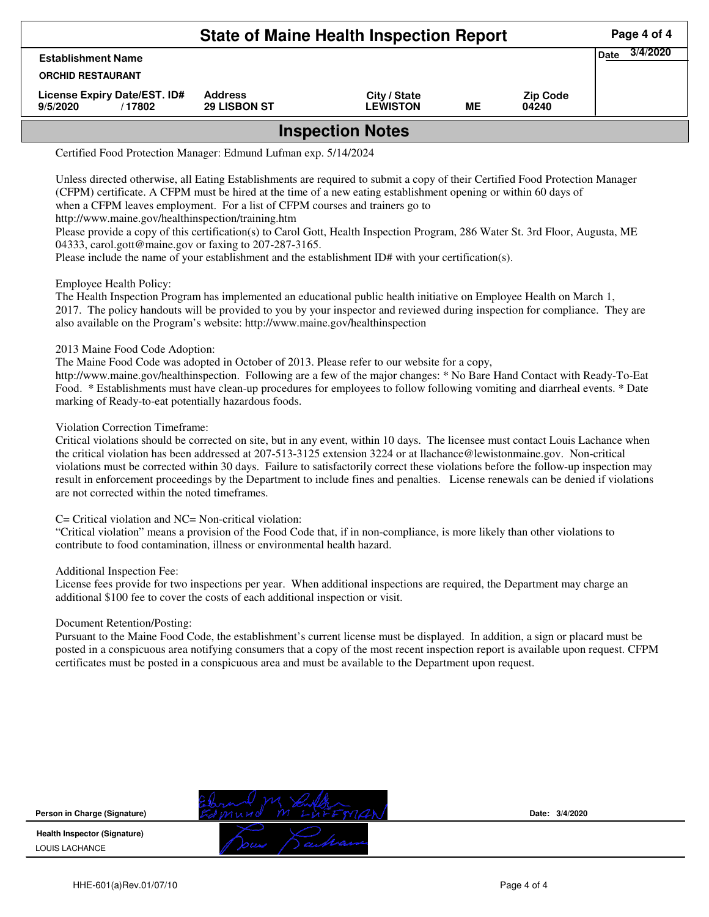# State of Maine Health Inspection Report

| Establishment Name | | | | | Date 3/4/2020 |
|---|---|---|---|---|---|
| ORCHID RESTAURANT | | | | | |
| License Expiry Date/EST. ID# | Address | City / State | | Zip Code | |
| 9/5/2020 / 17802 | 29 LISBON ST | LEWISTON | ME | 04240 | |

## Inspection Notes

Certified Food Protection Manager: Edmund Lufman exp. 5/14/2024

Unless directed otherwise, all Eating Establishments are required to submit a copy of their Certified Food Protection Manager (CFPM) certificate. A CFPM must be hired at the time of a new eating establishment opening or within 60 days of when a CFPM leaves employment. For a list of CFPM courses and trainers go to http://www.maine.gov/healthinspection/training.htm
Please provide a copy of this certification(s) to Carol Gott, Health Inspection Program, 286 Water St. 3rd Floor, Augusta, ME 04333, carol.gott@maine.gov or faxing to 207-287-3165.
Please include the name of your establishment and the establishment ID# with your certification(s).

Employee Health Policy:
The Health Inspection Program has implemented an educational public health initiative on Employee Health on March 1, 2017. The policy handouts will be provided to you by your inspector and reviewed during inspection for compliance. They are also available on the Program's website: http://www.maine.gov/healthinspection

2013 Maine Food Code Adoption:
The Maine Food Code was adopted in October of 2013. Please refer to our website for a copy, http://www.maine.gov/healthinspection. Following are a few of the major changes: * No Bare Hand Contact with Ready-To-Eat Food. * Establishments must have clean-up procedures for employees to follow following vomiting and diarrheal events. * Date marking of Ready-to-eat potentially hazardous foods.

Violation Correction Timeframe:
Critical violations should be corrected on site, but in any event, within 10 days. The licensee must contact Louis Lachance when the critical violation has been addressed at 207-513-3125 extension 3224 or at llachance@lewistonmaine.gov. Non-critical violations must be corrected within 30 days. Failure to satisfactorily correct these violations before the follow-up inspection may result in enforcement proceedings by the Department to include fines and penalties. License renewals can be denied if violations are not corrected within the noted timeframes.

C= Critical violation and NC= Non-critical violation:
"Critical violation" means a provision of the Food Code that, if in non-compliance, is more likely than other violations to contribute to food contamination, illness or environmental health hazard.

Additional Inspection Fee:
License fees provide for two inspections per year. When additional inspections are required, the Department may charge an additional $100 fee to cover the costs of each additional inspection or visit.

Document Retention/Posting:
Pursuant to the Maine Food Code, the establishment's current license must be displayed. In addition, a sign or placard must be posted in a conspicuous area notifying consumers that a copy of the most recent inspection report is available upon request. CFPM certificates must be posted in a conspicuous area and must be available to the Department upon request.

**Person in Charge (Signature)** Edmund M Lufman — Date: 3/4/2020

**Health Inspector (Signature)**
LOUIS LACHANCE

HHE-601(a)Rev.01/07/10